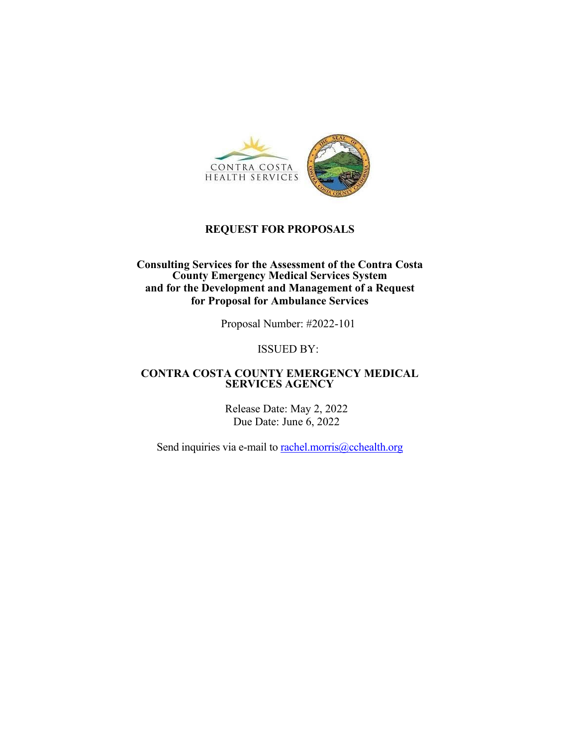# REQUEST FOR PROPOSALS

## Consulting Services for the Assessment of the Contra Costa County Emergency Medical Services System and for the Development and Management of a Request for Proposal for Ambulance Services

Proposal Number: #2022-101

ISSUED BY:

**CONTRA COSTA COUNTY EMERGENCY MEDICAL SERVICES AGENCY**

Release Date: May 2, 2022
Due Date: June 6, 2022

Send inquiries via e-mail to rachel.morris@cchealth.org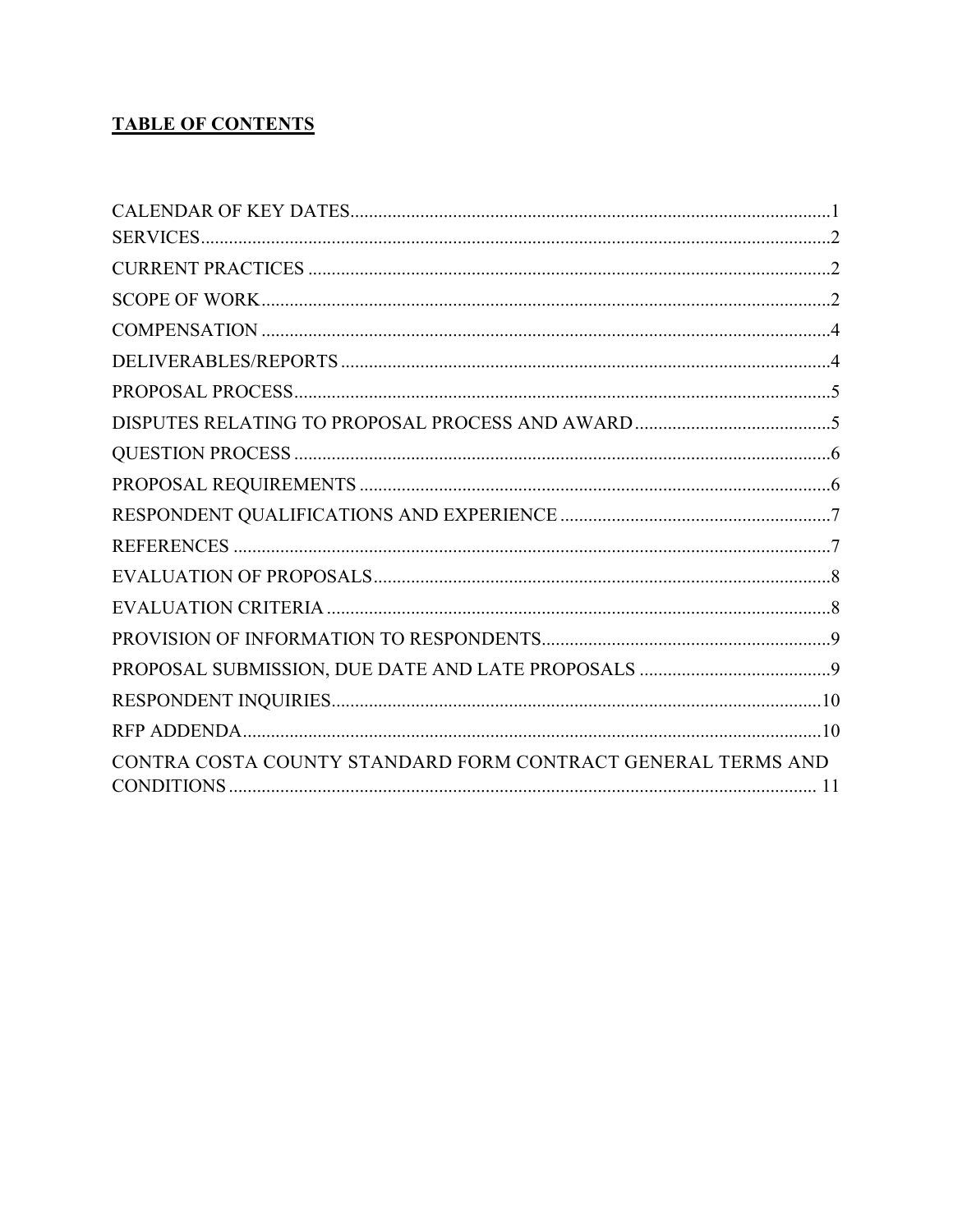**TABLE OF CONTENTS**

CALENDAR OF KEY DATES....................................................................................................1
SERVICES....................................................................................................................................2
CURRENT PRACTICES ..............................................................................................................2
SCOPE OF WORK........................................................................................................................2
COMPENSATION .......................................................................................................................4
DELIVERABLES/REPORTS ......................................................................................................4
PROPOSAL PROCESS.................................................................................................................5
DISPUTES RELATING TO PROPOSAL PROCESS AND AWARD ........................................5
QUESTION PROCESS .................................................................................................................6
PROPOSAL REQUIREMENTS ...................................................................................................6
RESPONDENT QUALIFICATIONS AND EXPERIENCE ........................................................7
REFERENCES ..............................................................................................................................7
EVALUATION OF PROPOSALS................................................................................................8
EVALUATION CRITERIA ..........................................................................................................8
PROVISION OF INFORMATION TO RESPONDENTS.............................................................9
PROPOSAL SUBMISSION, DUE DATE AND LATE PROPOSALS .......................................9
RESPONDENT INQUIRIES.......................................................................................................10
RFP ADDENDA..........................................................................................................................10
CONTRA COSTA COUNTY STANDARD FORM CONTRACT GENERAL TERMS AND CONDITIONS ............................................................................................................................ 11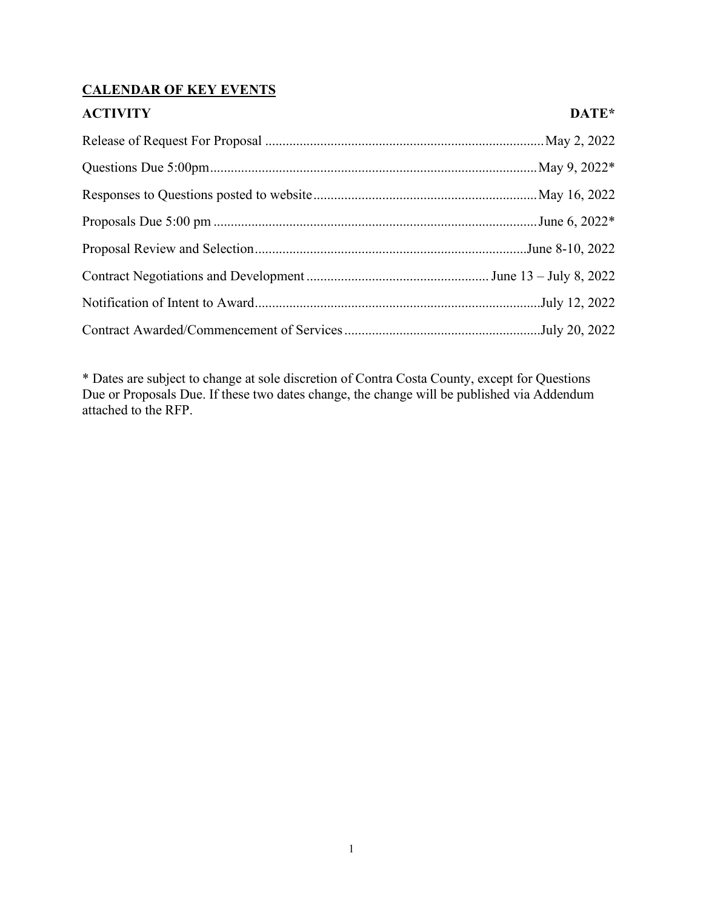## CALENDAR OF KEY EVENTS

| ACTIVITY | DATE* |
|---|---|
| Release of Request For Proposal | May 2, 2022 |
| Questions Due 5:00pm | May 9, 2022* |
| Responses to Questions posted to website | May 16, 2022 |
| Proposals Due 5:00 pm | June 6, 2022* |
| Proposal Review and Selection | June 8-10, 2022 |
| Contract Negotiations and Development | June 13 – July 8, 2022 |
| Notification of Intent to Award | July 12, 2022 |
| Contract Awarded/Commencement of Services | July 20, 2022 |

* Dates are subject to change at sole discretion of Contra Costa County, except for Questions Due or Proposals Due. If these two dates change, the change will be published via Addendum attached to the RFP.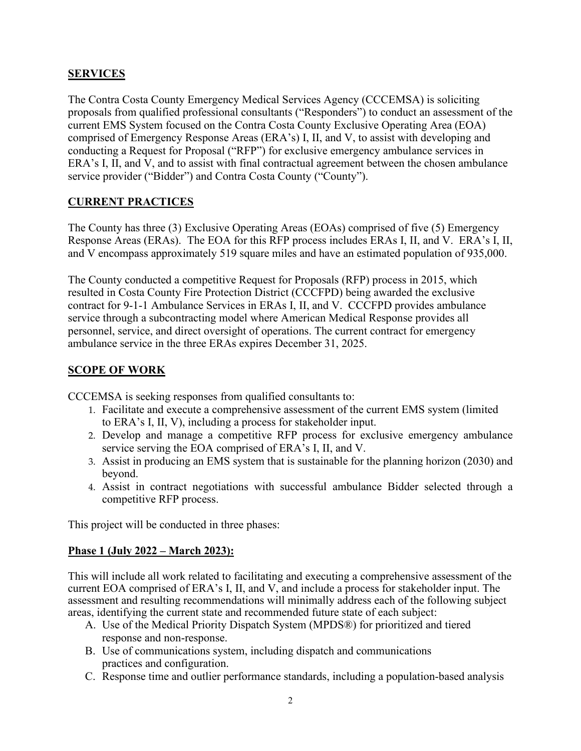## SERVICES

The Contra Costa County Emergency Medical Services Agency (CCCEMSA) is soliciting proposals from qualified professional consultants ("Responders") to conduct an assessment of the current EMS System focused on the Contra Costa County Exclusive Operating Area (EOA) comprised of Emergency Response Areas (ERA's) I, II, and V, to assist with developing and conducting a Request for Proposal ("RFP") for exclusive emergency ambulance services in ERA's I, II, and V, and to assist with final contractual agreement between the chosen ambulance service provider ("Bidder") and Contra Costa County ("County").

## CURRENT PRACTICES

The County has three (3) Exclusive Operating Areas (EOAs) comprised of five (5) Emergency Response Areas (ERAs). The EOA for this RFP process includes ERAs I, II, and V. ERA's I, II, and V encompass approximately 519 square miles and have an estimated population of 935,000.

The County conducted a competitive Request for Proposals (RFP) process in 2015, which resulted in Costa County Fire Protection District (CCCFPD) being awarded the exclusive contract for 9-1-1 Ambulance Services in ERAs I, II, and V. CCCFPD provides ambulance service through a subcontracting model where American Medical Response provides all personnel, service, and direct oversight of operations. The current contract for emergency ambulance service in the three ERAs expires December 31, 2025.

## SCOPE OF WORK

CCCEMSA is seeking responses from qualified consultants to:

1. Facilitate and execute a comprehensive assessment of the current EMS system (limited to ERA's I, II, V), including a process for stakeholder input.
2. Develop and manage a competitive RFP process for exclusive emergency ambulance service serving the EOA comprised of ERA's I, II, and V.
3. Assist in producing an EMS system that is sustainable for the planning horizon (2030) and beyond.
4. Assist in contract negotiations with successful ambulance Bidder selected through a competitive RFP process.

This project will be conducted in three phases:

### Phase 1 (July 2022 – March 2023):

This will include all work related to facilitating and executing a comprehensive assessment of the current EOA comprised of ERA's I, II, and V, and include a process for stakeholder input. The assessment and resulting recommendations will minimally address each of the following subject areas, identifying the current state and recommended future state of each subject:

A. Use of the Medical Priority Dispatch System (MPDS®) for prioritized and tiered response and non-response.
B. Use of communications system, including dispatch and communications practices and configuration.
C. Response time and outlier performance standards, including a population-based analysis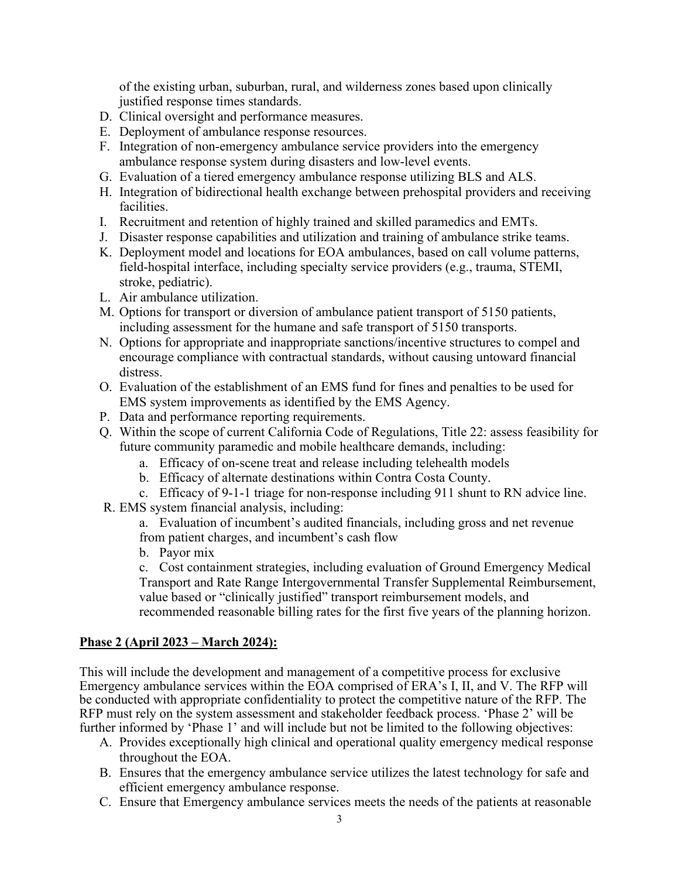of the existing urban, suburban, rural, and wilderness zones based upon clinically justified response times standards.

D. Clinical oversight and performance measures.
E. Deployment of ambulance response resources.
F. Integration of non-emergency ambulance service providers into the emergency ambulance response system during disasters and low-level events.
G. Evaluation of a tiered emergency ambulance response utilizing BLS and ALS.
H. Integration of bidirectional health exchange between prehospital providers and receiving facilities.
I. Recruitment and retention of highly trained and skilled paramedics and EMTs.
J. Disaster response capabilities and utilization and training of ambulance strike teams.
K. Deployment model and locations for EOA ambulances, based on call volume patterns, field-hospital interface, including specialty service providers (e.g., trauma, STEMI, stroke, pediatric).
L. Air ambulance utilization.
M. Options for transport or diversion of ambulance patient transport of 5150 patients, including assessment for the humane and safe transport of 5150 transports.
N. Options for appropriate and inappropriate sanctions/incentive structures to compel and encourage compliance with contractual standards, without causing untoward financial distress.
O. Evaluation of the establishment of an EMS fund for fines and penalties to be used for EMS system improvements as identified by the EMS Agency.
P. Data and performance reporting requirements.
Q. Within the scope of current California Code of Regulations, Title 22: assess feasibility for future community paramedic and mobile healthcare demands, including:
    a. Efficacy of on-scene treat and release including telehealth models
    b. Efficacy of alternate destinations within Contra Costa County.
    c. Efficacy of 9-1-1 triage for non-response including 911 shunt to RN advice line.
R. EMS system financial analysis, including:
    a. Evaluation of incumbent's audited financials, including gross and net revenue from patient charges, and incumbent's cash flow
    b. Payor mix
    c. Cost containment strategies, including evaluation of Ground Emergency Medical Transport and Rate Range Intergovernmental Transfer Supplemental Reimbursement, value based or "clinically justified" transport reimbursement models, and recommended reasonable billing rates for the first five years of the planning horizon.

**Phase 2 (April 2023 – March 2024):**

This will include the development and management of a competitive process for exclusive Emergency ambulance services within the EOA comprised of ERA's I, II, and V. The RFP will be conducted with appropriate confidentiality to protect the competitive nature of the RFP. The RFP must rely on the system assessment and stakeholder feedback process. 'Phase 2' will be further informed by 'Phase 1' and will include but not be limited to the following objectives:

A. Provides exceptionally high clinical and operational quality emergency medical response throughout the EOA.
B. Ensures that the emergency ambulance service utilizes the latest technology for safe and efficient emergency ambulance response.
C. Ensure that Emergency ambulance services meets the needs of the patients at reasonable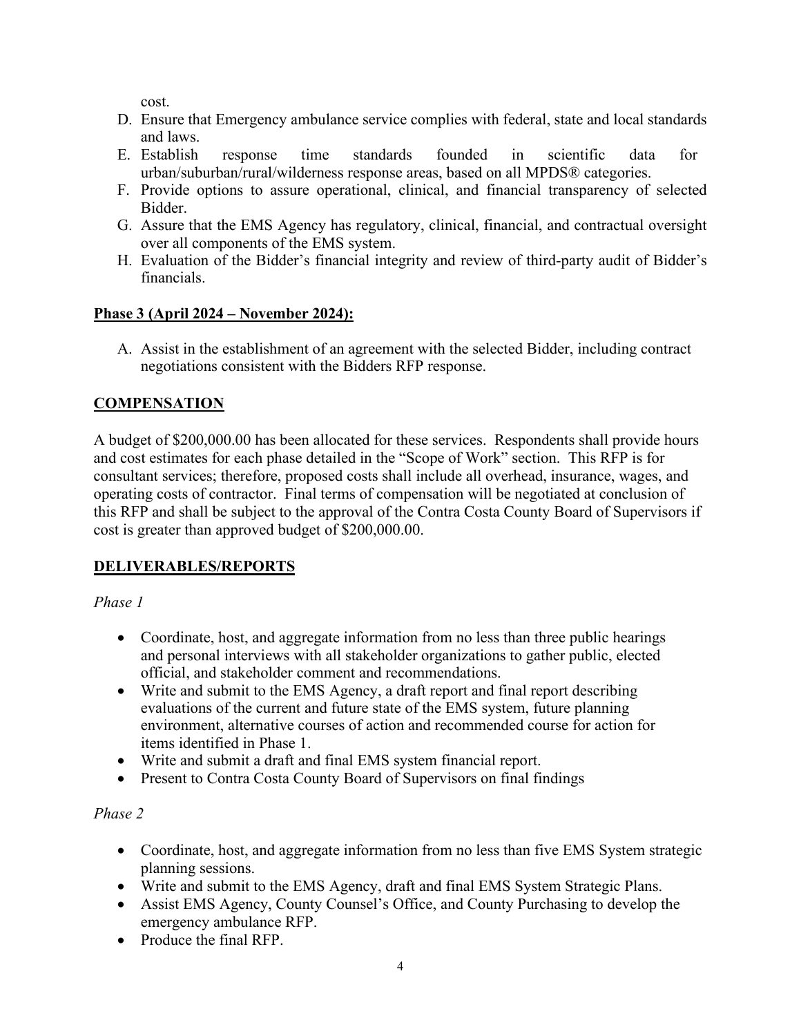cost.

D. Ensure that Emergency ambulance service complies with federal, state and local standards and laws.
E. Establish response time standards founded in scientific data for urban/suburban/rural/wilderness response areas, based on all MPDS® categories.
F. Provide options to assure operational, clinical, and financial transparency of selected Bidder.
G. Assure that the EMS Agency has regulatory, clinical, financial, and contractual oversight over all components of the EMS system.
H. Evaluation of the Bidder's financial integrity and review of third-party audit of Bidder's financials.

**Phase 3 (April 2024 – November 2024):**

A. Assist in the establishment of an agreement with the selected Bidder, including contract negotiations consistent with the Bidders RFP response.

## COMPENSATION

A budget of $200,000.00 has been allocated for these services. Respondents shall provide hours and cost estimates for each phase detailed in the "Scope of Work" section. This RFP is for consultant services; therefore, proposed costs shall include all overhead, insurance, wages, and operating costs of contractor. Final terms of compensation will be negotiated at conclusion of this RFP and shall be subject to the approval of the Contra Costa County Board of Supervisors if cost is greater than approved budget of $200,000.00.

## DELIVERABLES/REPORTS

*Phase 1*

- Coordinate, host, and aggregate information from no less than three public hearings and personal interviews with all stakeholder organizations to gather public, elected official, and stakeholder comment and recommendations.
- Write and submit to the EMS Agency, a draft report and final report describing evaluations of the current and future state of the EMS system, future planning environment, alternative courses of action and recommended course for action for items identified in Phase 1.
- Write and submit a draft and final EMS system financial report.
- Present to Contra Costa County Board of Supervisors on final findings

*Phase 2*

- Coordinate, host, and aggregate information from no less than five EMS System strategic planning sessions.
- Write and submit to the EMS Agency, draft and final EMS System Strategic Plans.
- Assist EMS Agency, County Counsel's Office, and County Purchasing to develop the emergency ambulance RFP.
- Produce the final RFP.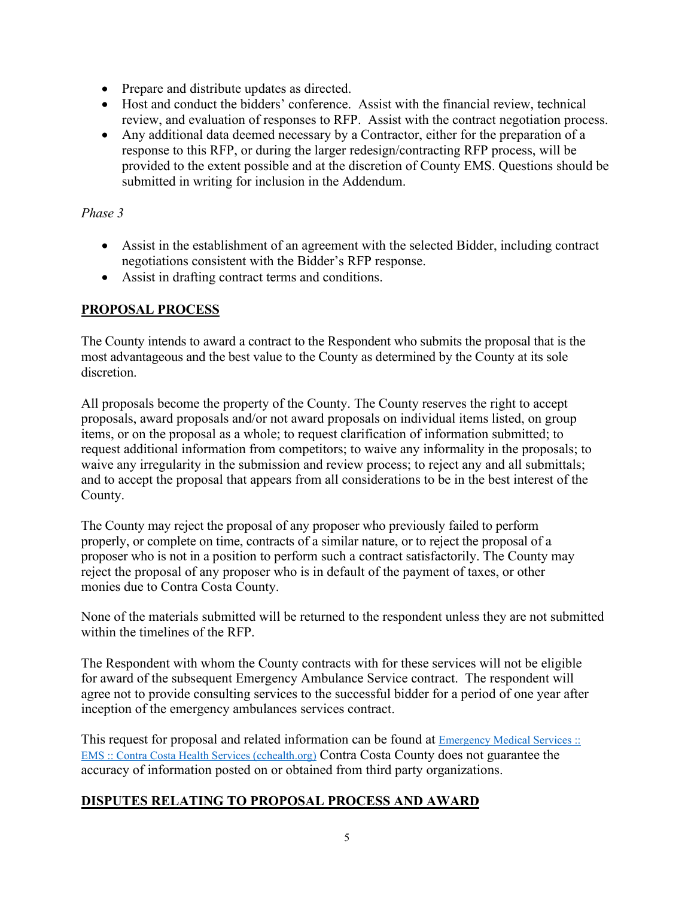- Prepare and distribute updates as directed.
- Host and conduct the bidders' conference. Assist with the financial review, technical review, and evaluation of responses to RFP. Assist with the contract negotiation process.
- Any additional data deemed necessary by a Contractor, either for the preparation of a response to this RFP, or during the larger redesign/contracting RFP process, will be provided to the extent possible and at the discretion of County EMS. Questions should be submitted in writing for inclusion in the Addendum.

*Phase 3*

- Assist in the establishment of an agreement with the selected Bidder, including contract negotiations consistent with the Bidder's RFP response.
- Assist in drafting contract terms and conditions.

## PROPOSAL PROCESS

The County intends to award a contract to the Respondent who submits the proposal that is the most advantageous and the best value to the County as determined by the County at its sole discretion.

All proposals become the property of the County. The County reserves the right to accept proposals, award proposals and/or not award proposals on individual items listed, on group items, or on the proposal as a whole; to request clarification of information submitted; to request additional information from competitors; to waive any informality in the proposals; to waive any irregularity in the submission and review process; to reject any and all submittals; and to accept the proposal that appears from all considerations to be in the best interest of the County.

The County may reject the proposal of any proposer who previously failed to perform properly, or complete on time, contracts of a similar nature, or to reject the proposal of a proposer who is not in a position to perform such a contract satisfactorily. The County may reject the proposal of any proposer who is in default of the payment of taxes, or other monies due to Contra Costa County.

None of the materials submitted will be returned to the respondent unless they are not submitted within the timelines of the RFP.

The Respondent with whom the County contracts with for these services will not be eligible for award of the subsequent Emergency Ambulance Service contract. The respondent will agree not to provide consulting services to the successful bidder for a period of one year after inception of the emergency ambulances services contract.

This request for proposal and related information can be found at Emergency Medical Services :: EMS :: Contra Costa Health Services (cchealth.org) Contra Costa County does not guarantee the accuracy of information posted on or obtained from third party organizations.

## DISPUTES RELATING TO PROPOSAL PROCESS AND AWARD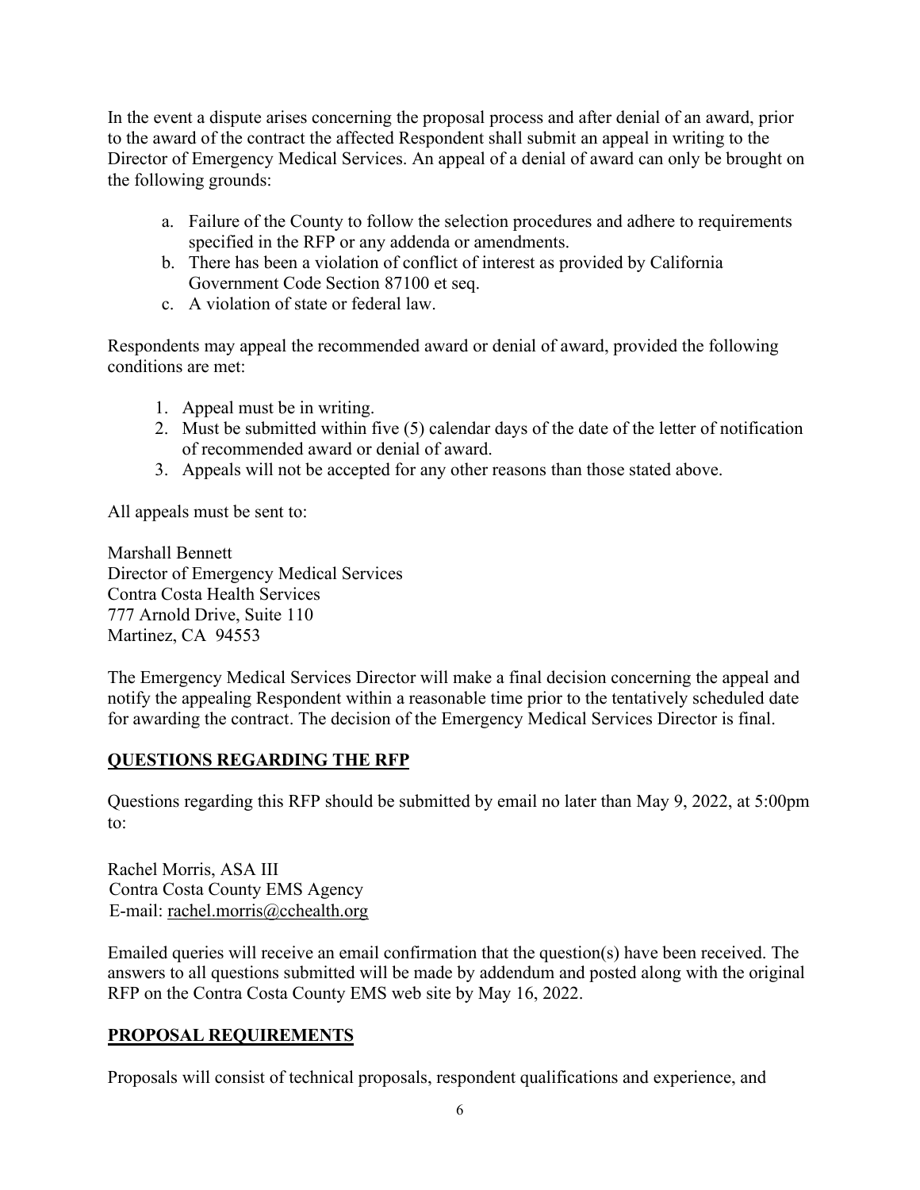In the event a dispute arises concerning the proposal process and after denial of an award, prior to the award of the contract the affected Respondent shall submit an appeal in writing to the Director of Emergency Medical Services. An appeal of a denial of award can only be brought on the following grounds:

a. Failure of the County to follow the selection procedures and adhere to requirements specified in the RFP or any addenda or amendments.
b. There has been a violation of conflict of interest as provided by California Government Code Section 87100 et seq.
c. A violation of state or federal law.

Respondents may appeal the recommended award or denial of award, provided the following conditions are met:

1. Appeal must be in writing.
2. Must be submitted within five (5) calendar days of the date of the letter of notification of recommended award or denial of award.
3. Appeals will not be accepted for any other reasons than those stated above.

All appeals must be sent to:

Marshall Bennett
Director of Emergency Medical Services
Contra Costa Health Services
777 Arnold Drive, Suite 110
Martinez, CA 94553

The Emergency Medical Services Director will make a final decision concerning the appeal and notify the appealing Respondent within a reasonable time prior to the tentatively scheduled date for awarding the contract. The decision of the Emergency Medical Services Director is final.

## QUESTIONS REGARDING THE RFP

Questions regarding this RFP should be submitted by email no later than May 9, 2022, at 5:00pm to:

Rachel Morris, ASA III
Contra Costa County EMS Agency
E-mail: rachel.morris@cchealth.org

Emailed queries will receive an email confirmation that the question(s) have been received. The answers to all questions submitted will be made by addendum and posted along with the original RFP on the Contra Costa County EMS web site by May 16, 2022.

## PROPOSAL REQUIREMENTS

Proposals will consist of technical proposals, respondent qualifications and experience, and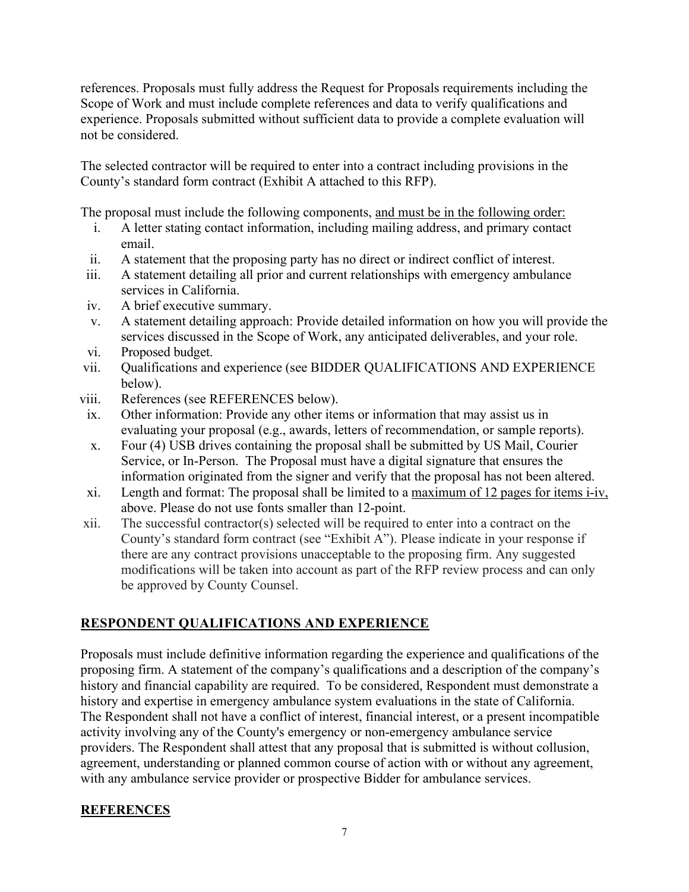references. Proposals must fully address the Request for Proposals requirements including the Scope of Work and must include complete references and data to verify qualifications and experience. Proposals submitted without sufficient data to provide a complete evaluation will not be considered.

The selected contractor will be required to enter into a contract including provisions in the County's standard form contract (Exhibit A attached to this RFP).

The proposal must include the following components, <u>and must be in the following order:</u>

i. A letter stating contact information, including mailing address, and primary contact email.
ii. A statement that the proposing party has no direct or indirect conflict of interest.
iii. A statement detailing all prior and current relationships with emergency ambulance services in California.
iv. A brief executive summary.
v. A statement detailing approach: Provide detailed information on how you will provide the services discussed in the Scope of Work, any anticipated deliverables, and your role.
vi. Proposed budget.
vii. Qualifications and experience (see BIDDER QUALIFICATIONS AND EXPERIENCE below).
viii. References (see REFERENCES below).
ix. Other information: Provide any other items or information that may assist us in evaluating your proposal (e.g., awards, letters of recommendation, or sample reports).
x. Four (4) USB drives containing the proposal shall be submitted by US Mail, Courier Service, or In-Person. The Proposal must have a digital signature that ensures the information originated from the signer and verify that the proposal has not been altered.
xi. Length and format: The proposal shall be limited to a <u>maximum of 12 pages for items i-iv,</u> above. Please do not use fonts smaller than 12-point.
xii. The successful contractor(s) selected will be required to enter into a contract on the County's standard form contract (see "Exhibit A"). Please indicate in your response if there are any contract provisions unacceptable to the proposing firm. Any suggested modifications will be taken into account as part of the RFP review process and can only be approved by County Counsel.

## RESPONDENT QUALIFICATIONS AND EXPERIENCE

Proposals must include definitive information regarding the experience and qualifications of the proposing firm. A statement of the company's qualifications and a description of the company's history and financial capability are required. To be considered, Respondent must demonstrate a history and expertise in emergency ambulance system evaluations in the state of California. The Respondent shall not have a conflict of interest, financial interest, or a present incompatible activity involving any of the County's emergency or non-emergency ambulance service providers. The Respondent shall attest that any proposal that is submitted is without collusion, agreement, understanding or planned common course of action with or without any agreement, with any ambulance service provider or prospective Bidder for ambulance services.

## REFERENCES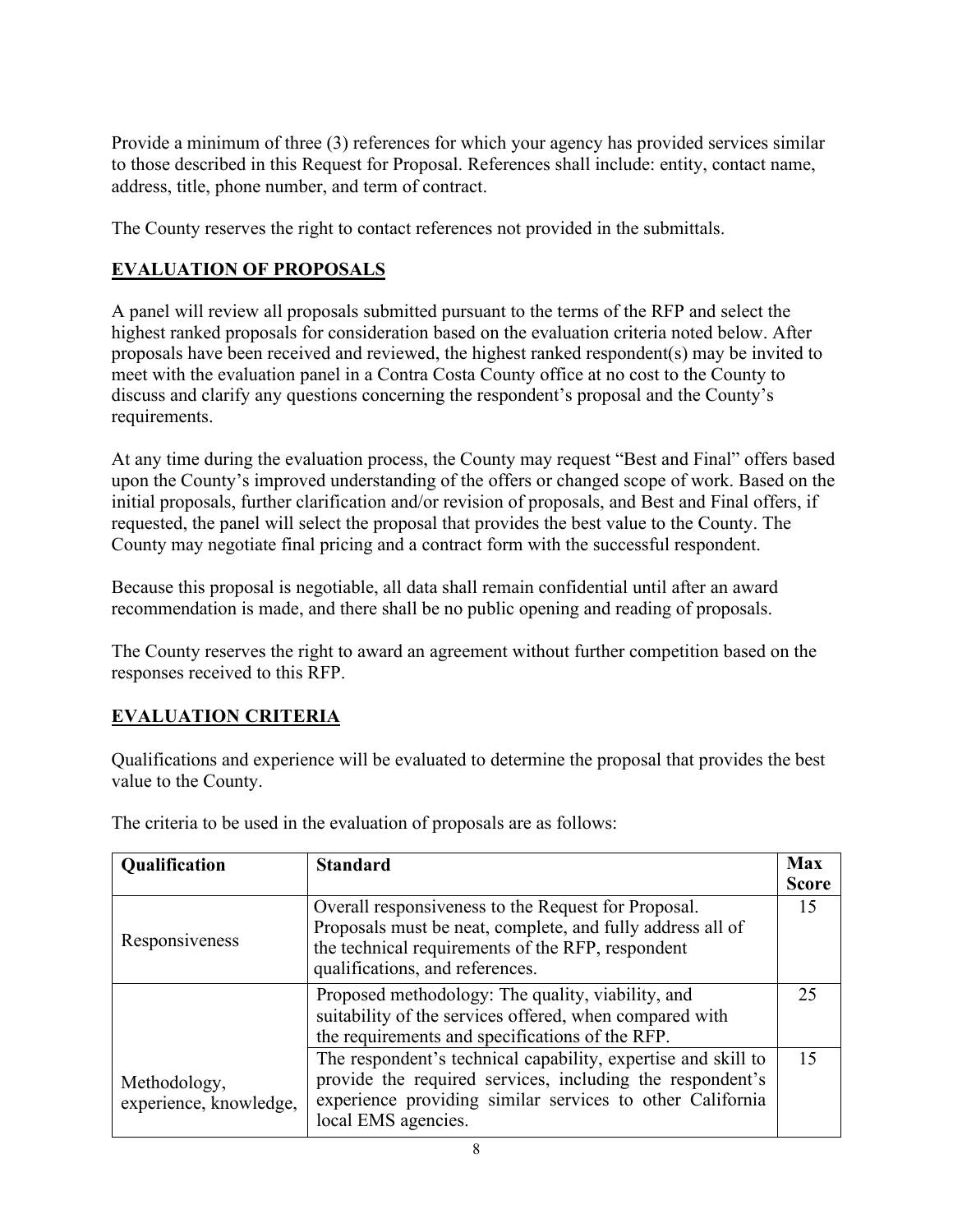Provide a minimum of three (3) references for which your agency has provided services similar to those described in this Request for Proposal. References shall include: entity, contact name, address, title, phone number, and term of contract.

The County reserves the right to contact references not provided in the submittals.

## EVALUATION OF PROPOSALS

A panel will review all proposals submitted pursuant to the terms of the RFP and select the highest ranked proposals for consideration based on the evaluation criteria noted below. After proposals have been received and reviewed, the highest ranked respondent(s) may be invited to meet with the evaluation panel in a Contra Costa County office at no cost to the County to discuss and clarify any questions concerning the respondent's proposal and the County's requirements.

At any time during the evaluation process, the County may request "Best and Final" offers based upon the County's improved understanding of the offers or changed scope of work. Based on the initial proposals, further clarification and/or revision of proposals, and Best and Final offers, if requested, the panel will select the proposal that provides the best value to the County. The County may negotiate final pricing and a contract form with the successful respondent.

Because this proposal is negotiable, all data shall remain confidential until after an award recommendation is made, and there shall be no public opening and reading of proposals.

The County reserves the right to award an agreement without further competition based on the responses received to this RFP.

## EVALUATION CRITERIA

Qualifications and experience will be evaluated to determine the proposal that provides the best value to the County.

The criteria to be used in the evaluation of proposals are as follows:

| Qualification | Standard | Max Score |
|---|---|---|
| Responsiveness | Overall responsiveness to the Request for Proposal. Proposals must be neat, complete, and fully address all of the technical requirements of the RFP, respondent qualifications, and references. | 15 |
| Methodology, experience, knowledge, | Proposed methodology: The quality, viability, and suitability of the services offered, when compared with the requirements and specifications of the RFP. | 25 |
| | The respondent's technical capability, expertise and skill to provide the required services, including the respondent's experience providing similar services to other California local EMS agencies. | 15 |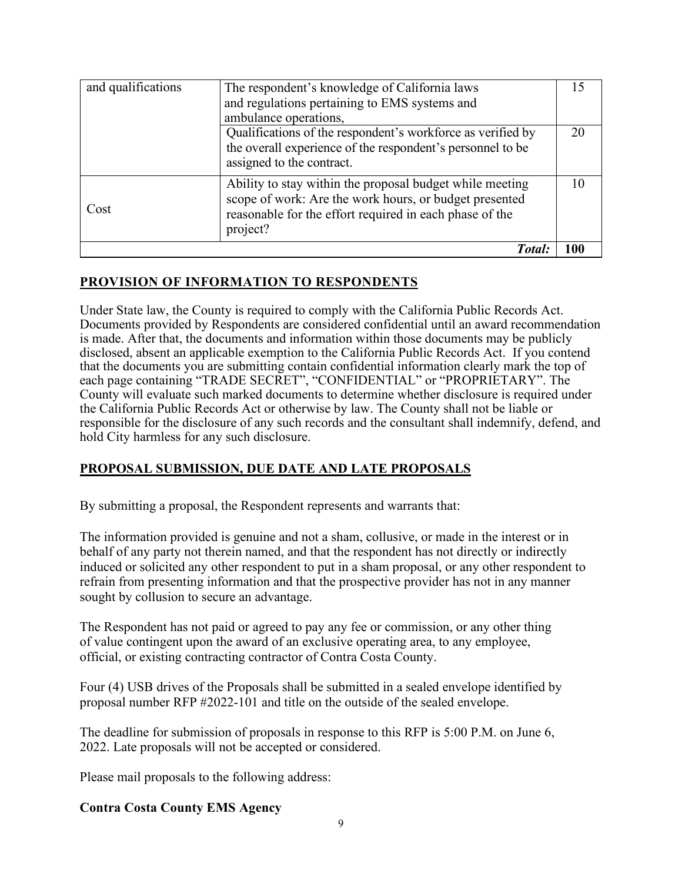| | | |
|---|---|---|
| and qualifications | The respondent's knowledge of California laws and regulations pertaining to EMS systems and ambulance operations, | 15 |
| | Qualifications of the respondent's workforce as verified by the overall experience of the respondent's personnel to be assigned to the contract. | 20 |
| Cost | Ability to stay within the proposal budget while meeting scope of work: Are the work hours, or budget presented reasonable for the effort required in each phase of the project? | 10 |
| | ***Total:*** | **100** |

## PROVISION OF INFORMATION TO RESPONDENTS

Under State law, the County is required to comply with the California Public Records Act. Documents provided by Respondents are considered confidential until an award recommendation is made. After that, the documents and information within those documents may be publicly disclosed, absent an applicable exemption to the California Public Records Act. If you contend that the documents you are submitting contain confidential information clearly mark the top of each page containing "TRADE SECRET", "CONFIDENTIAL" or "PROPRIETARY". The County will evaluate such marked documents to determine whether disclosure is required under the California Public Records Act or otherwise by law. The County shall not be liable or responsible for the disclosure of any such records and the consultant shall indemnify, defend, and hold City harmless for any such disclosure.

## PROPOSAL SUBMISSION, DUE DATE AND LATE PROPOSALS

By submitting a proposal, the Respondent represents and warrants that:

The information provided is genuine and not a sham, collusive, or made in the interest or in behalf of any party not therein named, and that the respondent has not directly or indirectly induced or solicited any other respondent to put in a sham proposal, or any other respondent to refrain from presenting information and that the prospective provider has not in any manner sought by collusion to secure an advantage.

The Respondent has not paid or agreed to pay any fee or commission, or any other thing of value contingent upon the award of an exclusive operating area, to any employee, official, or existing contracting contractor of Contra Costa County.

Four (4) USB drives of the Proposals shall be submitted in a sealed envelope identified by proposal number RFP #2022-101 and title on the outside of the sealed envelope.

The deadline for submission of proposals in response to this RFP is 5:00 P.M. on June 6, 2022. Late proposals will not be accepted or considered.

Please mail proposals to the following address:

**Contra Costa County EMS Agency**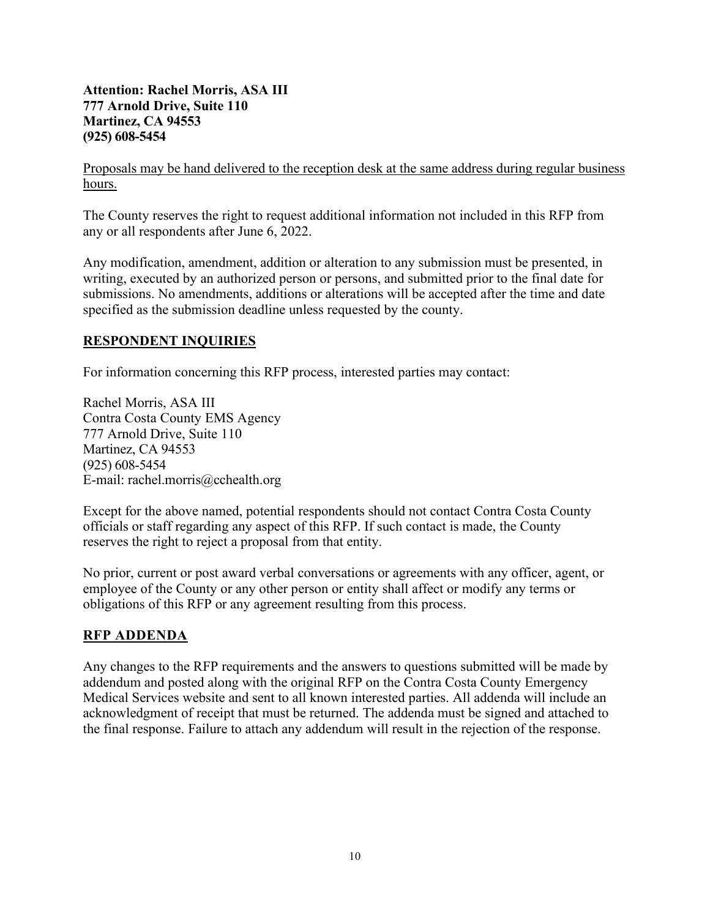**Attention: Rachel Morris, ASA III**
**777 Arnold Drive, Suite 110**
**Martinez, CA 94553**
**(925) 608-5454**

<u>Proposals may be hand delivered to the reception desk at the same address during regular business hours.</u>

The County reserves the right to request additional information not included in this RFP from any or all respondents after June 6, 2022.

Any modification, amendment, addition or alteration to any submission must be presented, in writing, executed by an authorized person or persons, and submitted prior to the final date for submissions. No amendments, additions or alterations will be accepted after the time and date specified as the submission deadline unless requested by the county.

## RESPONDENT INQUIRIES

For information concerning this RFP process, interested parties may contact:

Rachel Morris, ASA III
Contra Costa County EMS Agency
777 Arnold Drive, Suite 110
Martinez, CA 94553
(925) 608-5454
E-mail: rachel.morris@cchealth.org

Except for the above named, potential respondents should not contact Contra Costa County officials or staff regarding any aspect of this RFP. If such contact is made, the County reserves the right to reject a proposal from that entity.

No prior, current or post award verbal conversations or agreements with any officer, agent, or employee of the County or any other person or entity shall affect or modify any terms or obligations of this RFP or any agreement resulting from this process.

## RFP ADDENDA

Any changes to the RFP requirements and the answers to questions submitted will be made by addendum and posted along with the original RFP on the Contra Costa County Emergency Medical Services website and sent to all known interested parties. All addenda will include an acknowledgment of receipt that must be returned. The addenda must be signed and attached to the final response. Failure to attach any addendum will result in the rejection of the response.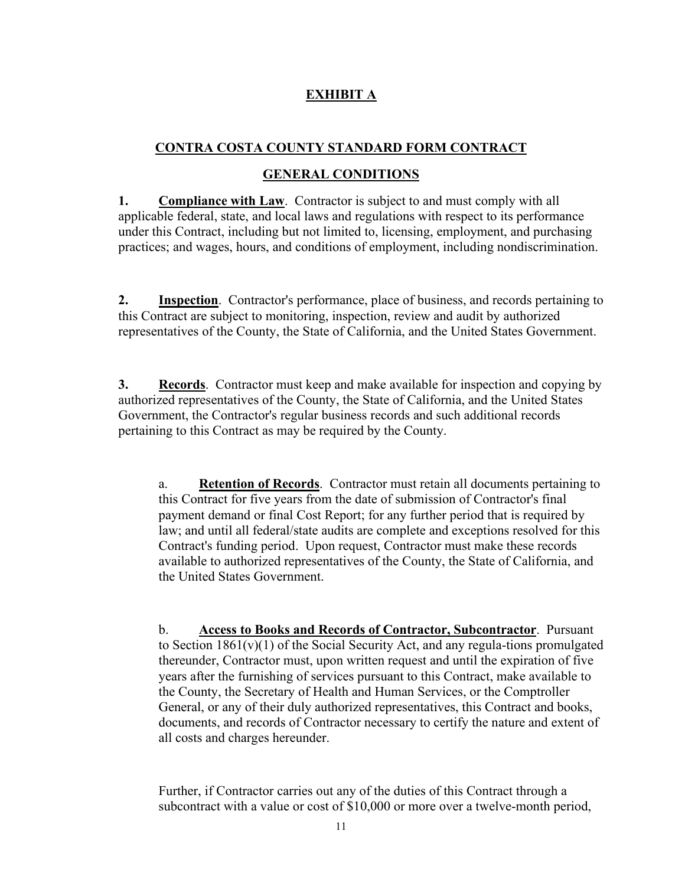# EXHIBIT A

## CONTRA COSTA COUNTY STANDARD FORM CONTRACT

## GENERAL CONDITIONS

**1. Compliance with Law**. Contractor is subject to and must comply with all applicable federal, state, and local laws and regulations with respect to its performance under this Contract, including but not limited to, licensing, employment, and purchasing practices; and wages, hours, and conditions of employment, including nondiscrimination.

**2. Inspection**. Contractor's performance, place of business, and records pertaining to this Contract are subject to monitoring, inspection, review and audit by authorized representatives of the County, the State of California, and the United States Government.

**3. Records**. Contractor must keep and make available for inspection and copying by authorized representatives of the County, the State of California, and the United States Government, the Contractor's regular business records and such additional records pertaining to this Contract as may be required by the County.

a. **Retention of Records**. Contractor must retain all documents pertaining to this Contract for five years from the date of submission of Contractor's final payment demand or final Cost Report; for any further period that is required by law; and until all federal/state audits are complete and exceptions resolved for this Contract's funding period. Upon request, Contractor must make these records available to authorized representatives of the County, the State of California, and the United States Government.

b. **Access to Books and Records of Contractor, Subcontractor**. Pursuant to Section 1861(v)(1) of the Social Security Act, and any regula-tions promulgated thereunder, Contractor must, upon written request and until the expiration of five years after the furnishing of services pursuant to this Contract, make available to the County, the Secretary of Health and Human Services, or the Comptroller General, or any of their duly authorized representatives, this Contract and books, documents, and records of Contractor necessary to certify the nature and extent of all costs and charges hereunder.

Further, if Contractor carries out any of the duties of this Contract through a subcontract with a value or cost of $10,000 or more over a twelve-month period,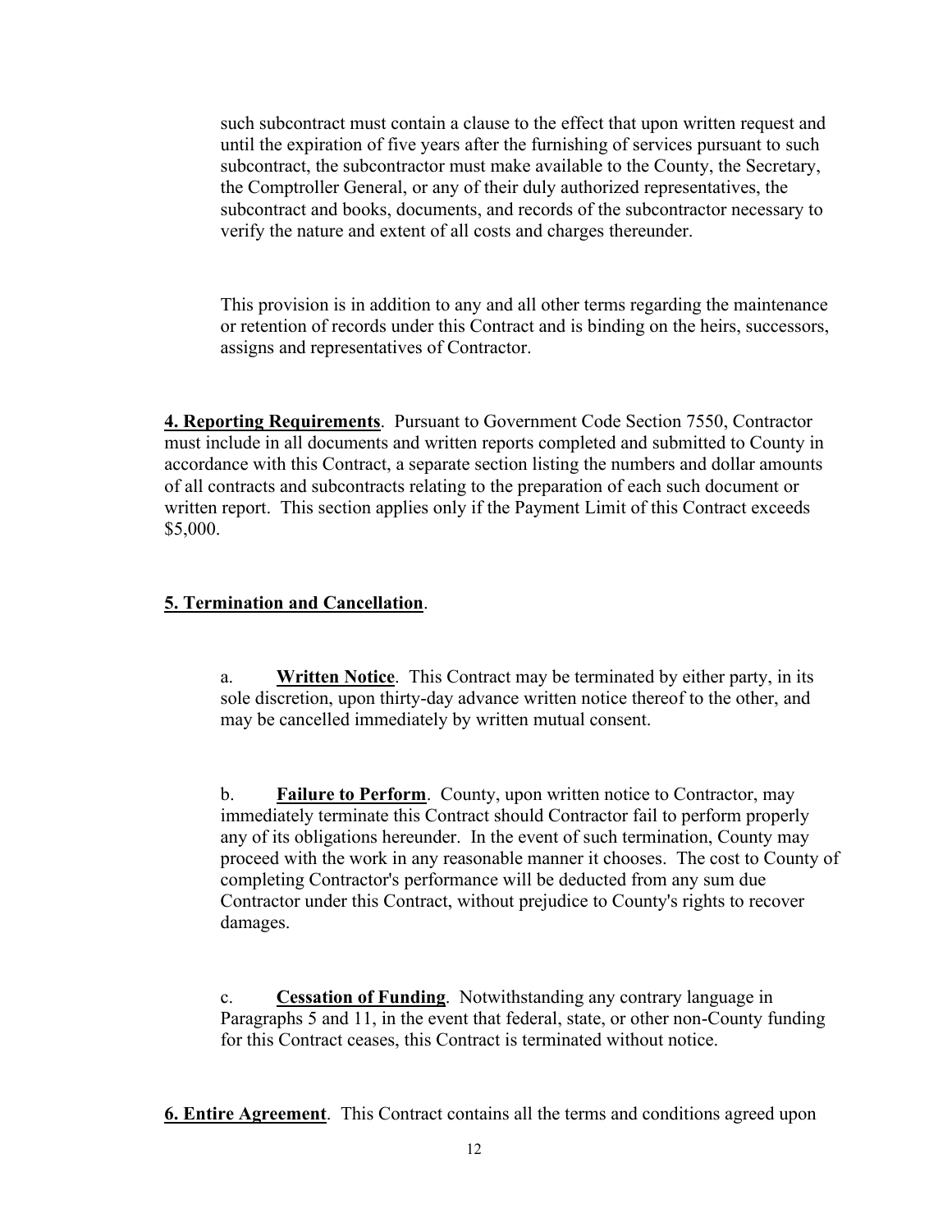such subcontract must contain a clause to the effect that upon written request and until the expiration of five years after the furnishing of services pursuant to such subcontract, the subcontractor must make available to the County, the Secretary, the Comptroller General, or any of their duly authorized representatives, the subcontract and books, documents, and records of the subcontractor necessary to verify the nature and extent of all costs and charges thereunder.

This provision is in addition to any and all other terms regarding the maintenance or retention of records under this Contract and is binding on the heirs, successors, assigns and representatives of Contractor.

**4. Reporting Requirements**. Pursuant to Government Code Section 7550, Contractor must include in all documents and written reports completed and submitted to County in accordance with this Contract, a separate section listing the numbers and dollar amounts of all contracts and subcontracts relating to the preparation of each such document or written report. This section applies only if the Payment Limit of this Contract exceeds $5,000.

**5. Termination and Cancellation**.

a. **Written Notice**. This Contract may be terminated by either party, in its sole discretion, upon thirty-day advance written notice thereof to the other, and may be cancelled immediately by written mutual consent.

b. **Failure to Perform**. County, upon written notice to Contractor, may immediately terminate this Contract should Contractor fail to perform properly any of its obligations hereunder. In the event of such termination, County may proceed with the work in any reasonable manner it chooses. The cost to County of completing Contractor's performance will be deducted from any sum due Contractor under this Contract, without prejudice to County's rights to recover damages.

c. **Cessation of Funding**. Notwithstanding any contrary language in Paragraphs 5 and 11, in the event that federal, state, or other non-County funding for this Contract ceases, this Contract is terminated without notice.

**6. Entire Agreement**. This Contract contains all the terms and conditions agreed upon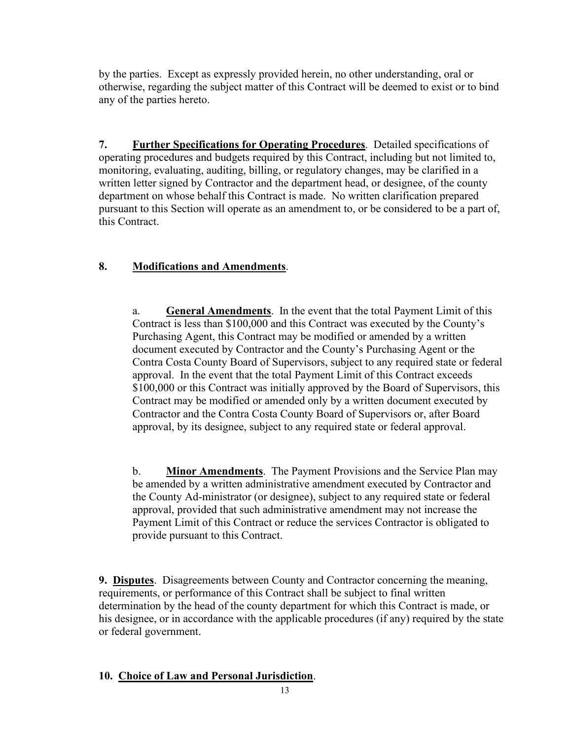by the parties. Except as expressly provided herein, no other understanding, oral or otherwise, regarding the subject matter of this Contract will be deemed to exist or to bind any of the parties hereto.

**7. <u>Further Specifications for Operating Procedures</u>**. Detailed specifications of operating procedures and budgets required by this Contract, including but not limited to, monitoring, evaluating, auditing, billing, or regulatory changes, may be clarified in a written letter signed by Contractor and the department head, or designee, of the county department on whose behalf this Contract is made. No written clarification prepared pursuant to this Section will operate as an amendment to, or be considered to be a part of, this Contract.

**8. <u>Modifications and Amendments</u>**.

a. **<u>General Amendments</u>**. In the event that the total Payment Limit of this Contract is less than $100,000 and this Contract was executed by the County's Purchasing Agent, this Contract may be modified or amended by a written document executed by Contractor and the County's Purchasing Agent or the Contra Costa County Board of Supervisors, subject to any required state or federal approval. In the event that the total Payment Limit of this Contract exceeds $100,000 or this Contract was initially approved by the Board of Supervisors, this Contract may be modified or amended only by a written document executed by Contractor and the Contra Costa County Board of Supervisors or, after Board approval, by its designee, subject to any required state or federal approval.

b. **<u>Minor Amendments</u>**. The Payment Provisions and the Service Plan may be amended by a written administrative amendment executed by Contractor and the County Ad-ministrator (or designee), subject to any required state or federal approval, provided that such administrative amendment may not increase the Payment Limit of this Contract or reduce the services Contractor is obligated to provide pursuant to this Contract.

**9. <u>Disputes</u>**. Disagreements between County and Contractor concerning the meaning, requirements, or performance of this Contract shall be subject to final written determination by the head of the county department for which this Contract is made, or his designee, or in accordance with the applicable procedures (if any) required by the state or federal government.

**10. <u>Choice of Law and Personal Jurisdiction</u>**.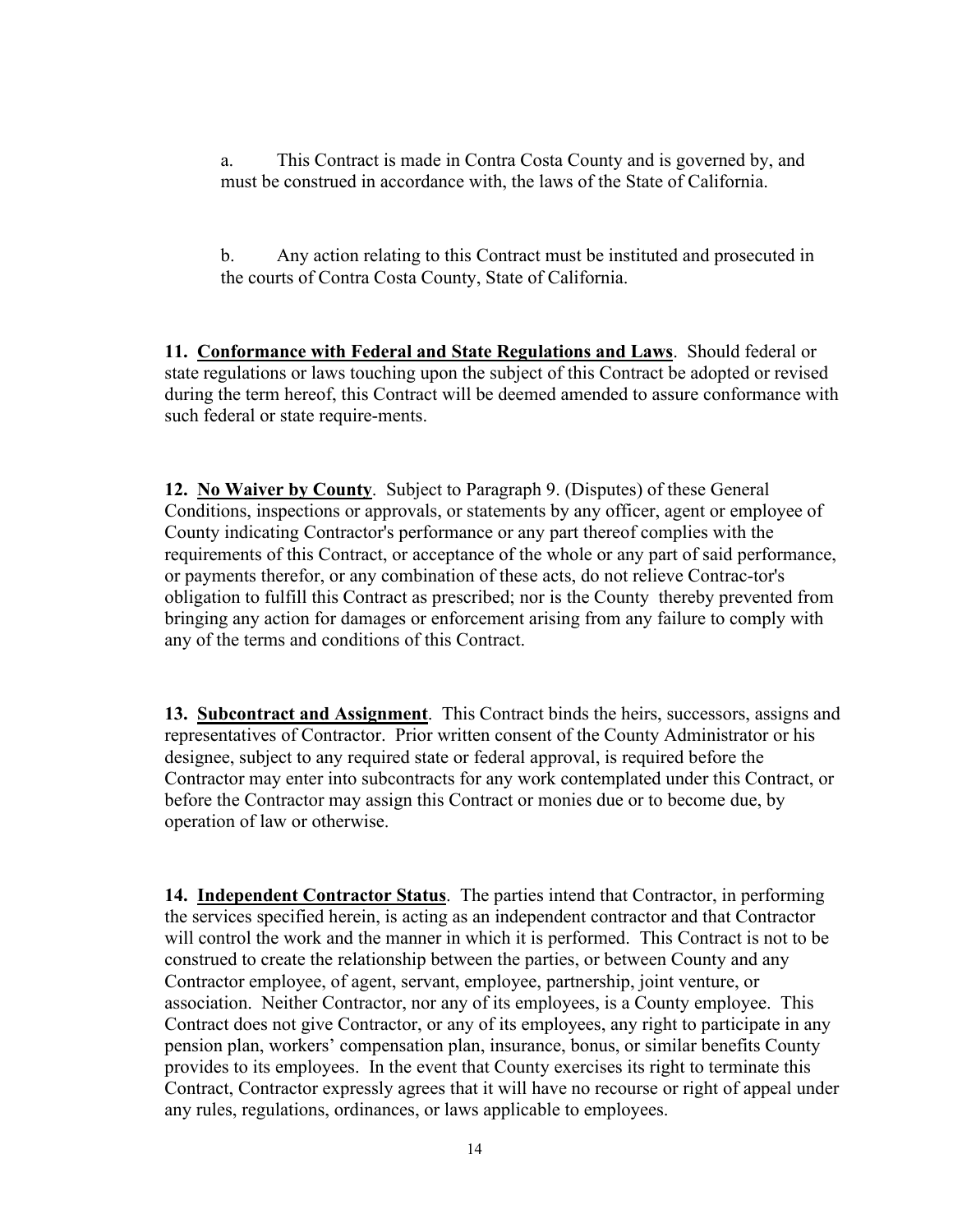a. This Contract is made in Contra Costa County and is governed by, and must be construed in accordance with, the laws of the State of California.

b. Any action relating to this Contract must be instituted and prosecuted in the courts of Contra Costa County, State of California.

**11. <u>Conformance with Federal and State Regulations and Laws</u>**. Should federal or state regulations or laws touching upon the subject of this Contract be adopted or revised during the term hereof, this Contract will be deemed amended to assure conformance with such federal or state require-ments.

**12. <u>No Waiver by County</u>**. Subject to Paragraph 9. (Disputes) of these General Conditions, inspections or approvals, or statements by any officer, agent or employee of County indicating Contractor's performance or any part thereof complies with the requirements of this Contract, or acceptance of the whole or any part of said performance, or payments therefor, or any combination of these acts, do not relieve Contrac-tor's obligation to fulfill this Contract as prescribed; nor is the County thereby prevented from bringing any action for damages or enforcement arising from any failure to comply with any of the terms and conditions of this Contract.

**13. <u>Subcontract and Assignment</u>**. This Contract binds the heirs, successors, assigns and representatives of Contractor. Prior written consent of the County Administrator or his designee, subject to any required state or federal approval, is required before the Contractor may enter into subcontracts for any work contemplated under this Contract, or before the Contractor may assign this Contract or monies due or to become due, by operation of law or otherwise.

**14. <u>Independent Contractor Status</u>**. The parties intend that Contractor, in performing the services specified herein, is acting as an independent contractor and that Contractor will control the work and the manner in which it is performed. This Contract is not to be construed to create the relationship between the parties, or between County and any Contractor employee, of agent, servant, employee, partnership, joint venture, or association. Neither Contractor, nor any of its employees, is a County employee. This Contract does not give Contractor, or any of its employees, any right to participate in any pension plan, workers' compensation plan, insurance, bonus, or similar benefits County provides to its employees. In the event that County exercises its right to terminate this Contract, Contractor expressly agrees that it will have no recourse or right of appeal under any rules, regulations, ordinances, or laws applicable to employees.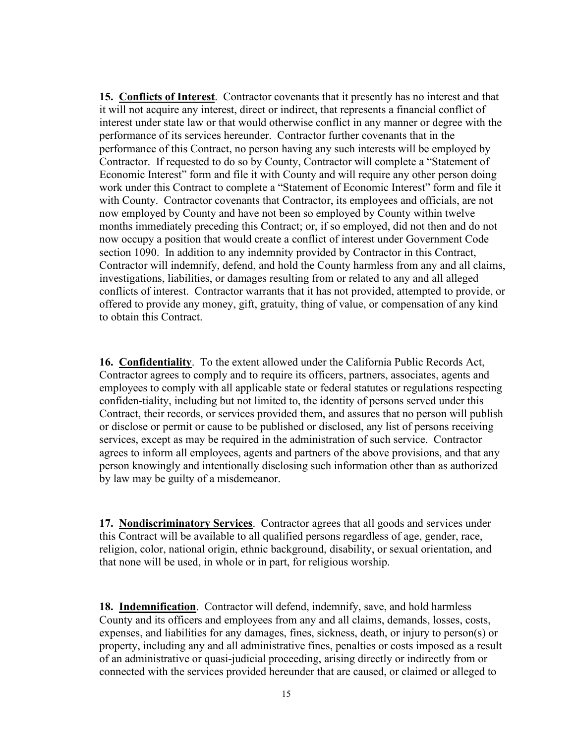**15. <u>Conflicts of Interest</u>**. Contractor covenants that it presently has no interest and that it will not acquire any interest, direct or indirect, that represents a financial conflict of interest under state law or that would otherwise conflict in any manner or degree with the performance of its services hereunder. Contractor further covenants that in the performance of this Contract, no person having any such interests will be employed by Contractor. If requested to do so by County, Contractor will complete a "Statement of Economic Interest" form and file it with County and will require any other person doing work under this Contract to complete a "Statement of Economic Interest" form and file it with County. Contractor covenants that Contractor, its employees and officials, are not now employed by County and have not been so employed by County within twelve months immediately preceding this Contract; or, if so employed, did not then and do not now occupy a position that would create a conflict of interest under Government Code section 1090. In addition to any indemnity provided by Contractor in this Contract, Contractor will indemnify, defend, and hold the County harmless from any and all claims, investigations, liabilities, or damages resulting from or related to any and all alleged conflicts of interest. Contractor warrants that it has not provided, attempted to provide, or offered to provide any money, gift, gratuity, thing of value, or compensation of any kind to obtain this Contract.

**16. <u>Confidentiality</u>**. To the extent allowed under the California Public Records Act, Contractor agrees to comply and to require its officers, partners, associates, agents and employees to comply with all applicable state or federal statutes or regulations respecting confiden-tiality, including but not limited to, the identity of persons served under this Contract, their records, or services provided them, and assures that no person will publish or disclose or permit or cause to be published or disclosed, any list of persons receiving services, except as may be required in the administration of such service. Contractor agrees to inform all employees, agents and partners of the above provisions, and that any person knowingly and intentionally disclosing such information other than as authorized by law may be guilty of a misdemeanor.

**17. <u>Nondiscriminatory Services</u>**. Contractor agrees that all goods and services under this Contract will be available to all qualified persons regardless of age, gender, race, religion, color, national origin, ethnic background, disability, or sexual orientation, and that none will be used, in whole or in part, for religious worship.

**18. <u>Indemnification</u>**. Contractor will defend, indemnify, save, and hold harmless County and its officers and employees from any and all claims, demands, losses, costs, expenses, and liabilities for any damages, fines, sickness, death, or injury to person(s) or property, including any and all administrative fines, penalties or costs imposed as a result of an administrative or quasi-judicial proceeding, arising directly or indirectly from or connected with the services provided hereunder that are caused, or claimed or alleged to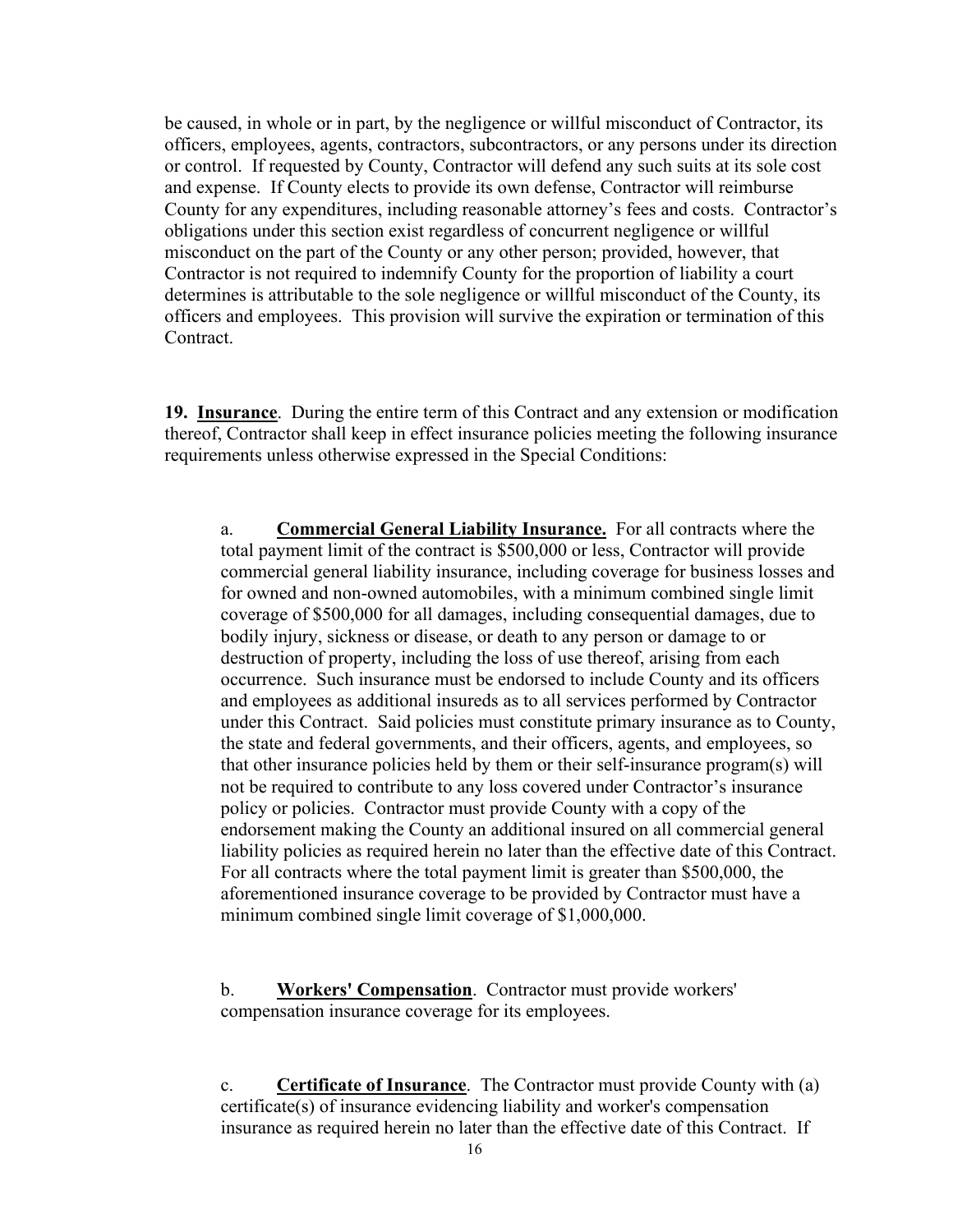be caused, in whole or in part, by the negligence or willful misconduct of Contractor, its officers, employees, agents, contractors, subcontractors, or any persons under its direction or control. If requested by County, Contractor will defend any such suits at its sole cost and expense. If County elects to provide its own defense, Contractor will reimburse County for any expenditures, including reasonable attorney's fees and costs. Contractor's obligations under this section exist regardless of concurrent negligence or willful misconduct on the part of the County or any other person; provided, however, that Contractor is not required to indemnify County for the proportion of liability a court determines is attributable to the sole negligence or willful misconduct of the County, its officers and employees. This provision will survive the expiration or termination of this Contract.

**19. <u>Insurance</u>**. During the entire term of this Contract and any extension or modification thereof, Contractor shall keep in effect insurance policies meeting the following insurance requirements unless otherwise expressed in the Special Conditions:

a. **<u>Commercial General Liability Insurance.</u>** For all contracts where the total payment limit of the contract is $500,000 or less, Contractor will provide commercial general liability insurance, including coverage for business losses and for owned and non-owned automobiles, with a minimum combined single limit coverage of $500,000 for all damages, including consequential damages, due to bodily injury, sickness or disease, or death to any person or damage to or destruction of property, including the loss of use thereof, arising from each occurrence. Such insurance must be endorsed to include County and its officers and employees as additional insureds as to all services performed by Contractor under this Contract. Said policies must constitute primary insurance as to County, the state and federal governments, and their officers, agents, and employees, so that other insurance policies held by them or their self-insurance program(s) will not be required to contribute to any loss covered under Contractor's insurance policy or policies. Contractor must provide County with a copy of the endorsement making the County an additional insured on all commercial general liability policies as required herein no later than the effective date of this Contract. For all contracts where the total payment limit is greater than $500,000, the aforementioned insurance coverage to be provided by Contractor must have a minimum combined single limit coverage of $1,000,000.

b. **<u>Workers' Compensation</u>**. Contractor must provide workers' compensation insurance coverage for its employees.

c. **<u>Certificate of Insurance</u>**. The Contractor must provide County with (a) certificate(s) of insurance evidencing liability and worker's compensation insurance as required herein no later than the effective date of this Contract. If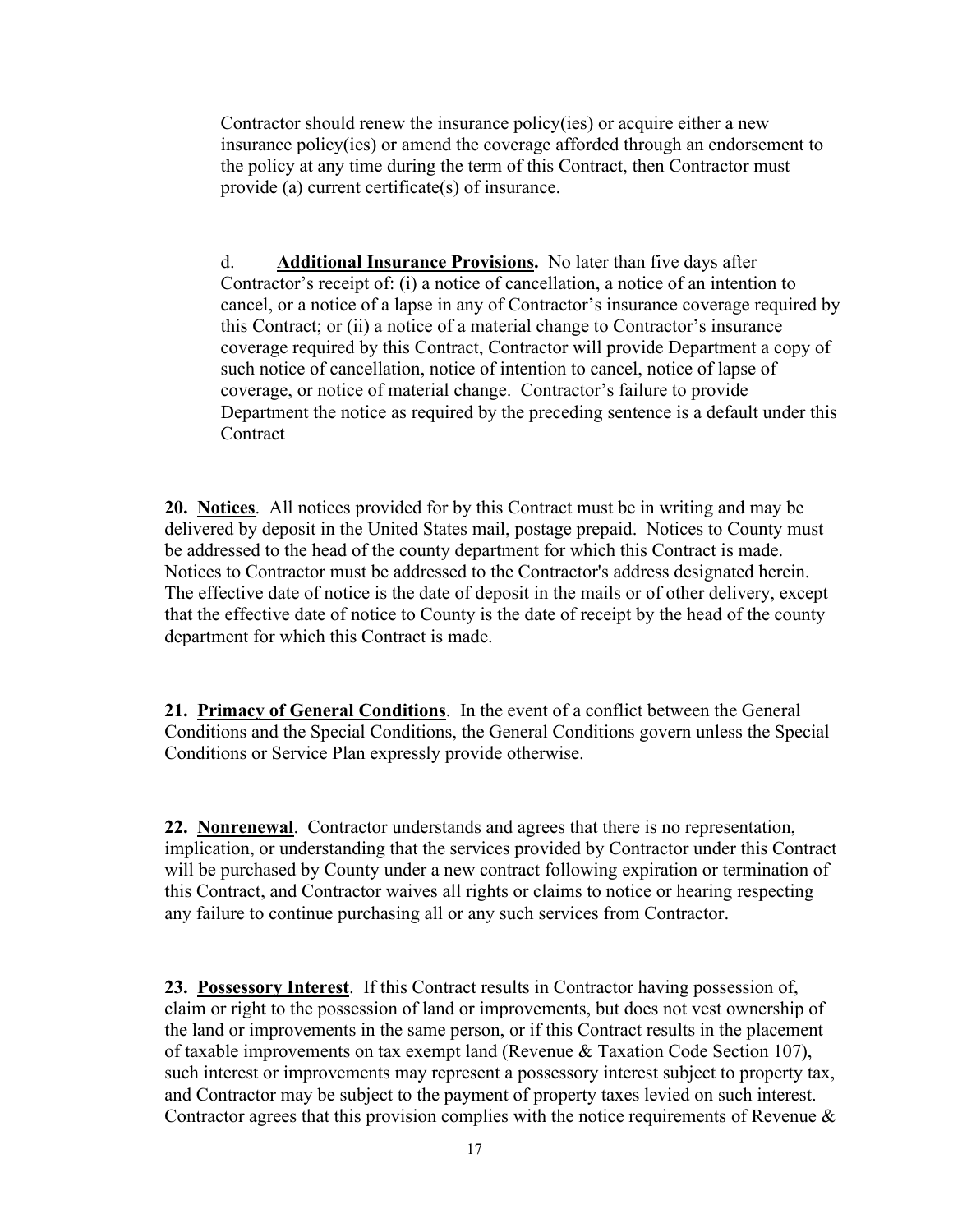Contractor should renew the insurance policy(ies) or acquire either a new insurance policy(ies) or amend the coverage afforded through an endorsement to the policy at any time during the term of this Contract, then Contractor must provide (a) current certificate(s) of insurance.

d. **Additional Insurance Provisions.** No later than five days after Contractor's receipt of: (i) a notice of cancellation, a notice of an intention to cancel, or a notice of a lapse in any of Contractor's insurance coverage required by this Contract; or (ii) a notice of a material change to Contractor's insurance coverage required by this Contract, Contractor will provide Department a copy of such notice of cancellation, notice of intention to cancel, notice of lapse of coverage, or notice of material change. Contractor's failure to provide Department the notice as required by the preceding sentence is a default under this Contract

**20. Notices**. All notices provided for by this Contract must be in writing and may be delivered by deposit in the United States mail, postage prepaid. Notices to County must be addressed to the head of the county department for which this Contract is made. Notices to Contractor must be addressed to the Contractor's address designated herein. The effective date of notice is the date of deposit in the mails or of other delivery, except that the effective date of notice to County is the date of receipt by the head of the county department for which this Contract is made.

**21. Primacy of General Conditions**. In the event of a conflict between the General Conditions and the Special Conditions, the General Conditions govern unless the Special Conditions or Service Plan expressly provide otherwise.

**22. Nonrenewal**. Contractor understands and agrees that there is no representation, implication, or understanding that the services provided by Contractor under this Contract will be purchased by County under a new contract following expiration or termination of this Contract, and Contractor waives all rights or claims to notice or hearing respecting any failure to continue purchasing all or any such services from Contractor.

**23. Possessory Interest**. If this Contract results in Contractor having possession of, claim or right to the possession of land or improvements, but does not vest ownership of the land or improvements in the same person, or if this Contract results in the placement of taxable improvements on tax exempt land (Revenue & Taxation Code Section 107), such interest or improvements may represent a possessory interest subject to property tax, and Contractor may be subject to the payment of property taxes levied on such interest. Contractor agrees that this provision complies with the notice requirements of Revenue &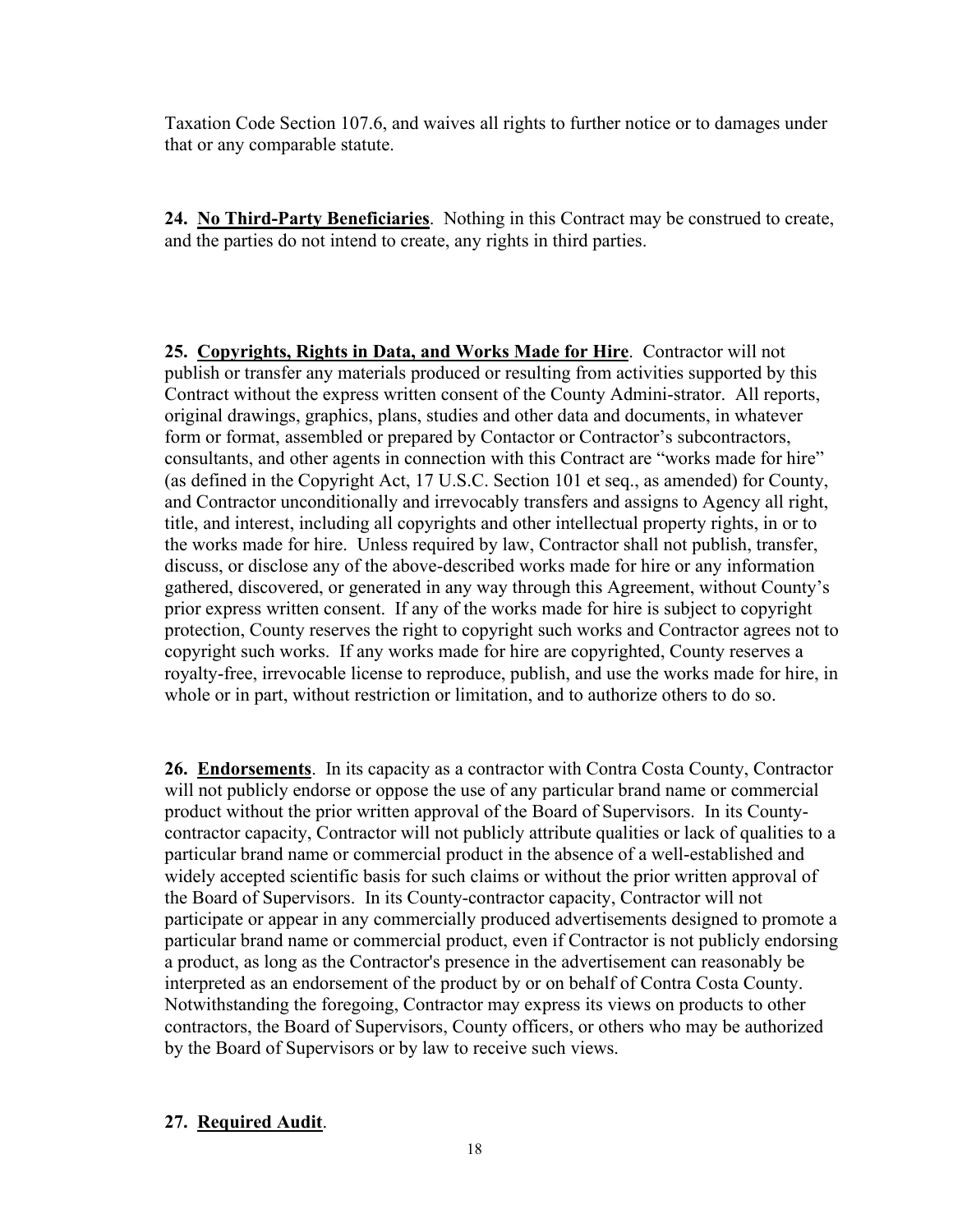Taxation Code Section 107.6, and waives all rights to further notice or to damages under that or any comparable statute.

**24. No Third-Party Beneficiaries**. Nothing in this Contract may be construed to create, and the parties do not intend to create, any rights in third parties.

**25. Copyrights, Rights in Data, and Works Made for Hire**. Contractor will not publish or transfer any materials produced or resulting from activities supported by this Contract without the express written consent of the County Admini-strator. All reports, original drawings, graphics, plans, studies and other data and documents, in whatever form or format, assembled or prepared by Contactor or Contractor's subcontractors, consultants, and other agents in connection with this Contract are "works made for hire" (as defined in the Copyright Act, 17 U.S.C. Section 101 et seq., as amended) for County, and Contractor unconditionally and irrevocably transfers and assigns to Agency all right, title, and interest, including all copyrights and other intellectual property rights, in or to the works made for hire. Unless required by law, Contractor shall not publish, transfer, discuss, or disclose any of the above-described works made for hire or any information gathered, discovered, or generated in any way through this Agreement, without County's prior express written consent. If any of the works made for hire is subject to copyright protection, County reserves the right to copyright such works and Contractor agrees not to copyright such works. If any works made for hire are copyrighted, County reserves a royalty-free, irrevocable license to reproduce, publish, and use the works made for hire, in whole or in part, without restriction or limitation, and to authorize others to do so.

**26. Endorsements**. In its capacity as a contractor with Contra Costa County, Contractor will not publicly endorse or oppose the use of any particular brand name or commercial product without the prior written approval of the Board of Supervisors. In its County-contractor capacity, Contractor will not publicly attribute qualities or lack of qualities to a particular brand name or commercial product in the absence of a well-established and widely accepted scientific basis for such claims or without the prior written approval of the Board of Supervisors. In its County-contractor capacity, Contractor will not participate or appear in any commercially produced advertisements designed to promote a particular brand name or commercial product, even if Contractor is not publicly endorsing a product, as long as the Contractor's presence in the advertisement can reasonably be interpreted as an endorsement of the product by or on behalf of Contra Costa County. Notwithstanding the foregoing, Contractor may express its views on products to other contractors, the Board of Supervisors, County officers, or others who may be authorized by the Board of Supervisors or by law to receive such views.

**27. Required Audit**.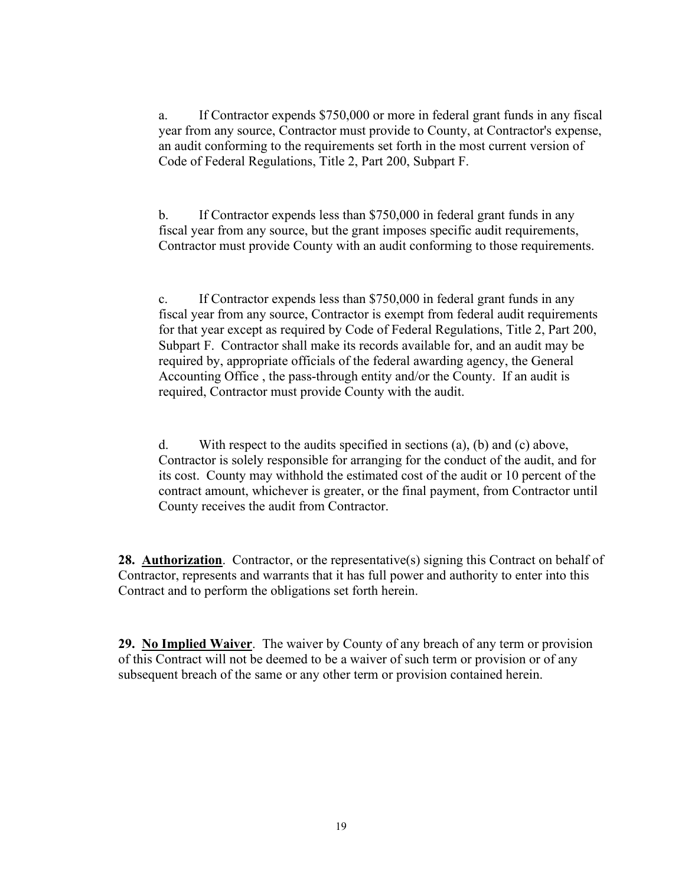a. If Contractor expends $750,000 or more in federal grant funds in any fiscal year from any source, Contractor must provide to County, at Contractor's expense, an audit conforming to the requirements set forth in the most current version of Code of Federal Regulations, Title 2, Part 200, Subpart F.

b. If Contractor expends less than $750,000 in federal grant funds in any fiscal year from any source, but the grant imposes specific audit requirements, Contractor must provide County with an audit conforming to those requirements.

c. If Contractor expends less than $750,000 in federal grant funds in any fiscal year from any source, Contractor is exempt from federal audit requirements for that year except as required by Code of Federal Regulations, Title 2, Part 200, Subpart F. Contractor shall make its records available for, and an audit may be required by, appropriate officials of the federal awarding agency, the General Accounting Office , the pass-through entity and/or the County. If an audit is required, Contractor must provide County with the audit.

d. With respect to the audits specified in sections (a), (b) and (c) above, Contractor is solely responsible for arranging for the conduct of the audit, and for its cost. County may withhold the estimated cost of the audit or 10 percent of the contract amount, whichever is greater, or the final payment, from Contractor until County receives the audit from Contractor.

**28. Authorization**. Contractor, or the representative(s) signing this Contract on behalf of Contractor, represents and warrants that it has full power and authority to enter into this Contract and to perform the obligations set forth herein.

**29. No Implied Waiver**. The waiver by County of any breach of any term or provision of this Contract will not be deemed to be a waiver of such term or provision or of any subsequent breach of the same or any other term or provision contained herein.